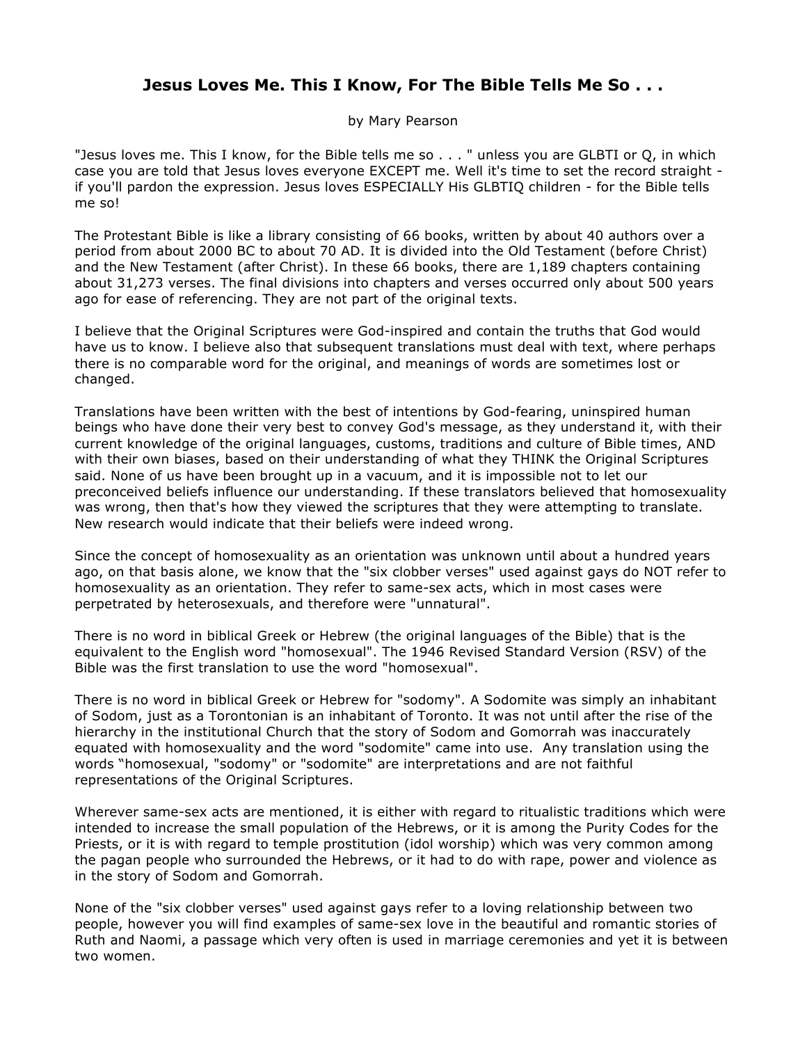# Jesus Loves Me. This I Know, For The Bible Tells Me So . . .

by Mary Pearson

"Jesus loves me. This I know, for the Bible tells me so . . . " unless you are GLBTI or Q, in which case you are told that Jesus loves everyone EXCEPT me. Well it's time to set the record straight - if you'll pardon the expression. Jesus loves ESPECIALLY His GLBTIQ children - for the Bible tells me so!

The Protestant Bible is like a library consisting of 66 books, written by about 40 authors over a period from about 2000 BC to about 70 AD. It is divided into the Old Testament (before Christ) and the New Testament (after Christ). In these 66 books, there are 1,189 chapters containing about 31,273 verses. The final divisions into chapters and verses occurred only about 500 years ago for ease of referencing. They are not part of the original texts.

I believe that the Original Scriptures were God-inspired and contain the truths that God would have us to know. I believe also that subsequent translations must deal with text, where perhaps there is no comparable word for the original, and meanings of words are sometimes lost or changed.

Translations have been written with the best of intentions by God-fearing, uninspired human beings who have done their very best to convey God's message, as they understand it, with their current knowledge of the original languages, customs, traditions and culture of Bible times, AND with their own biases, based on their understanding of what they THINK the Original Scriptures said. None of us have been brought up in a vacuum, and it is impossible not to let our preconceived beliefs influence our understanding. If these translators believed that homosexuality was wrong, then that's how they viewed the scriptures that they were attempting to translate. New research would indicate that their beliefs were indeed wrong.

Since the concept of homosexuality as an orientation was unknown until about a hundred years ago, on that basis alone, we know that the "six clobber verses" used against gays do NOT refer to homosexuality as an orientation. They refer to same-sex acts, which in most cases were perpetrated by heterosexuals, and therefore were "unnatural".

There is no word in biblical Greek or Hebrew (the original languages of the Bible) that is the equivalent to the English word "homosexual". The 1946 Revised Standard Version (RSV) of the Bible was the first translation to use the word "homosexual".

There is no word in biblical Greek or Hebrew for "sodomy". A Sodomite was simply an inhabitant of Sodom, just as a Torontonian is an inhabitant of Toronto. It was not until after the rise of the hierarchy in the institutional Church that the story of Sodom and Gomorrah was inaccurately equated with homosexuality and the word "sodomite" came into use. Any translation using the words "homosexual, "sodomy" or "sodomite" are interpretations and are not faithful representations of the Original Scriptures.

Wherever same-sex acts are mentioned, it is either with regard to ritualistic traditions which were intended to increase the small population of the Hebrews, or it is among the Purity Codes for the Priests, or it is with regard to temple prostitution (idol worship) which was very common among the pagan people who surrounded the Hebrews, or it had to do with rape, power and violence as in the story of Sodom and Gomorrah.

None of the "six clobber verses" used against gays refer to a loving relationship between two people, however you will find examples of same-sex love in the beautiful and romantic stories of Ruth and Naomi, a passage which very often is used in marriage ceremonies and yet it is between two women.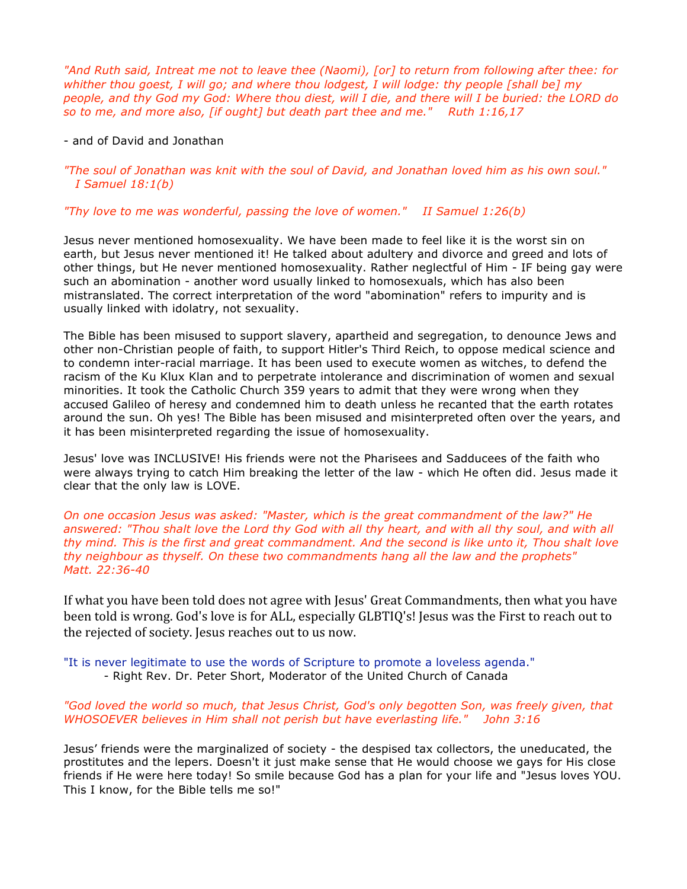*"And Ruth said, Intreat me not to leave thee (Naomi), [or] to return from following after thee: for whither thou goest, I will go; and where thou lodgest, I will lodge: thy people [shall be] my people, and thy God my God: Where thou diest, will I die, and there will I be buried: the LORD do so to me, and more also, [if ought] but death part thee and me."    Ruth 1:16,17*

- and of David and Jonathan

*"The soul of Jonathan was knit with the soul of David, and Jonathan loved him as his own soul."    I Samuel 18:1(b)*

*"Thy love to me was wonderful, passing the love of women."    II Samuel 1:26(b)*

Jesus never mentioned homosexuality. We have been made to feel like it is the worst sin on earth, but Jesus never mentioned it! He talked about adultery and divorce and greed and lots of other things, but He never mentioned homosexuality. Rather neglectful of Him - IF being gay were such an abomination - another word usually linked to homosexuals, which has also been mistranslated. The correct interpretation of the word "abomination" refers to impurity and is usually linked with idolatry, not sexuality.

The Bible has been misused to support slavery, apartheid and segregation, to denounce Jews and other non-Christian people of faith, to support Hitler's Third Reich, to oppose medical science and to condemn inter-racial marriage. It has been used to execute women as witches, to defend the racism of the Ku Klux Klan and to perpetrate intolerance and discrimination of women and sexual minorities. It took the Catholic Church 359 years to admit that they were wrong when they accused Galileo of heresy and condemned him to death unless he recanted that the earth rotates around the sun. Oh yes! The Bible has been misused and misinterpreted often over the years, and it has been misinterpreted regarding the issue of homosexuality.

Jesus' love was INCLUSIVE! His friends were not the Pharisees and Sadducees of the faith who were always trying to catch Him breaking the letter of the law - which He often did. Jesus made it clear that the only law is LOVE.

*On one occasion Jesus was asked: "Master, which is the great commandment of the law?" He answered: "Thou shalt love the Lord thy God with all thy heart, and with all thy soul, and with all thy mind. This is the first and great commandment. And the second is like unto it, Thou shalt love thy neighbour as thyself. On these two commandments hang all the law and the prophets" Matt. 22:36-40*

If what you have been told does not agree with Jesus' Great Commandments, then what you have been told is wrong. God's love is for ALL, especially GLBTIQ's! Jesus was the First to reach out to the rejected of society. Jesus reaches out to us now.

"It is never legitimate to use the words of Scripture to promote a loveless agenda."
- Right Rev. Dr. Peter Short, Moderator of the United Church of Canada

*"God loved the world so much, that Jesus Christ, God's only begotten Son, was freely given, that WHOSOEVER believes in Him shall not perish but have everlasting life."    John 3:16*

Jesus' friends were the marginalized of society - the despised tax collectors, the uneducated, the prostitutes and the lepers. Doesn't it just make sense that He would choose we gays for His close friends if He were here today! So smile because God has a plan for your life and "Jesus loves YOU. This I know, for the Bible tells me so!"